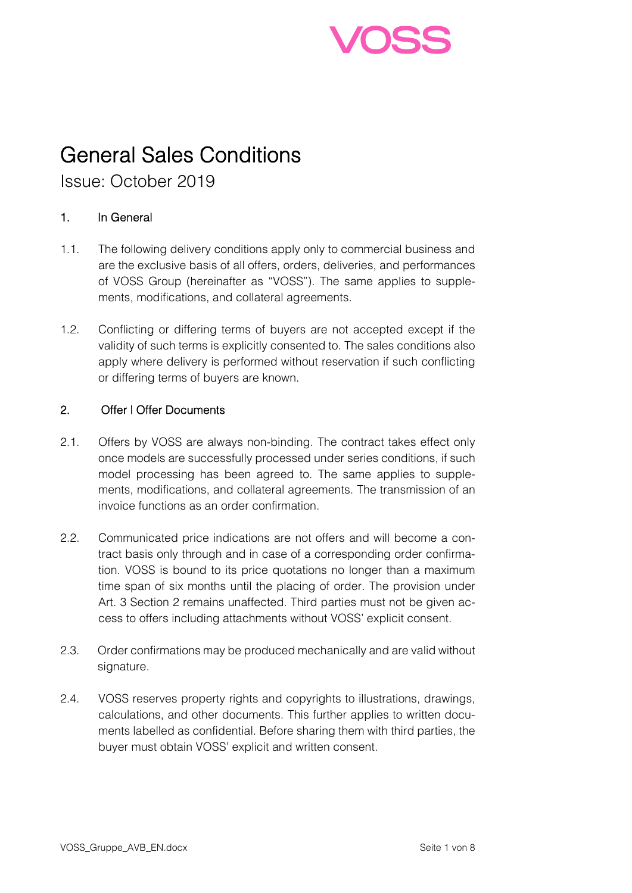VOSS

# General Sales Conditions

Issue: October 2019

## 1. In General

1.1. The following delivery conditions apply only to commercial business and are the exclusive basis of all offers, orders, deliveries, and performances of VOSS Group (hereinafter as "VOSS"). The same applies to supplements, modifications, and collateral agreements.

1.2. Conflicting or differing terms of buyers are not accepted except if the validity of such terms is explicitly consented to. The sales conditions also apply where delivery is performed without reservation if such conflicting or differing terms of buyers are known.

## 2. Offer | Offer Documents

2.1. Offers by VOSS are always non-binding. The contract takes effect only once models are successfully processed under series conditions, if such model processing has been agreed to. The same applies to supplements, modifications, and collateral agreements. The transmission of an invoice functions as an order confirmation.

2.2. Communicated price indications are not offers and will become a contract basis only through and in case of a corresponding order confirmation. VOSS is bound to its price quotations no longer than a maximum time span of six months until the placing of order. The provision under Art. 3 Section 2 remains unaffected. Third parties must not be given access to offers including attachments without VOSS' explicit consent.

2.3. Order confirmations may be produced mechanically and are valid without signature.

2.4. VOSS reserves property rights and copyrights to illustrations, drawings, calculations, and other documents. This further applies to written documents labelled as confidential. Before sharing them with third parties, the buyer must obtain VOSS' explicit and written consent.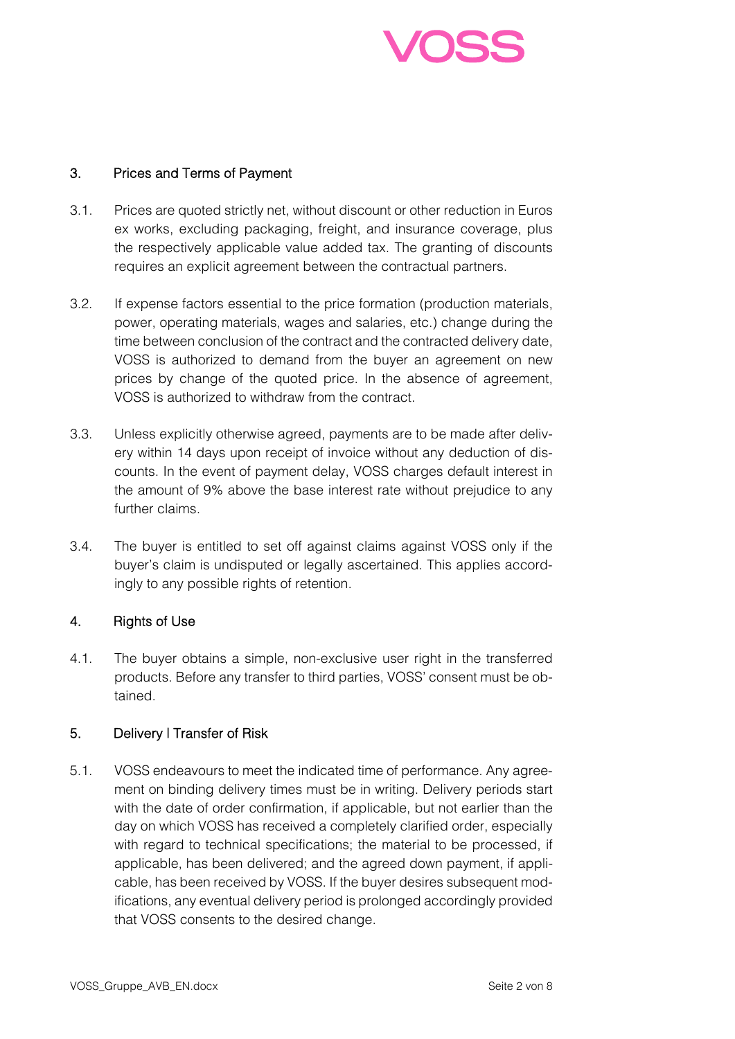## 3. Prices and Terms of Payment

3.1. Prices are quoted strictly net, without discount or other reduction in Euros ex works, excluding packaging, freight, and insurance coverage, plus the respectively applicable value added tax. The granting of discounts requires an explicit agreement between the contractual partners.

3.2. If expense factors essential to the price formation (production materials, power, operating materials, wages and salaries, etc.) change during the time between conclusion of the contract and the contracted delivery date, VOSS is authorized to demand from the buyer an agreement on new prices by change of the quoted price. In the absence of agreement, VOSS is authorized to withdraw from the contract.

3.3. Unless explicitly otherwise agreed, payments are to be made after delivery within 14 days upon receipt of invoice without any deduction of discounts. In the event of payment delay, VOSS charges default interest in the amount of 9% above the base interest rate without prejudice to any further claims.

3.4. The buyer is entitled to set off against claims against VOSS only if the buyer's claim is undisputed or legally ascertained. This applies accordingly to any possible rights of retention.

## 4. Rights of Use

4.1. The buyer obtains a simple, non-exclusive user right in the transferred products. Before any transfer to third parties, VOSS' consent must be obtained.

## 5. Delivery | Transfer of Risk

5.1. VOSS endeavours to meet the indicated time of performance. Any agreement on binding delivery times must be in writing. Delivery periods start with the date of order confirmation, if applicable, but not earlier than the day on which VOSS has received a completely clarified order, especially with regard to technical specifications; the material to be processed, if applicable, has been delivered; and the agreed down payment, if applicable, has been received by VOSS. If the buyer desires subsequent modifications, any eventual delivery period is prolonged accordingly provided that VOSS consents to the desired change.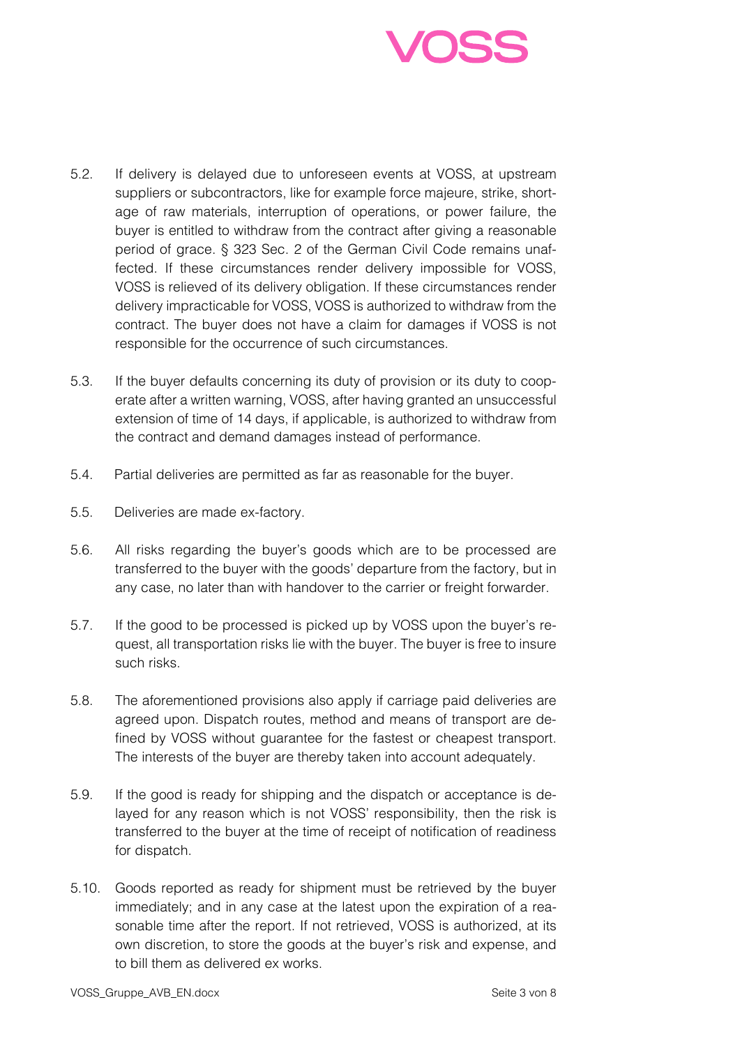5.2. If delivery is delayed due to unforeseen events at VOSS, at upstream suppliers or subcontractors, like for example force majeure, strike, shortage of raw materials, interruption of operations, or power failure, the buyer is entitled to withdraw from the contract after giving a reasonable period of grace. § 323 Sec. 2 of the German Civil Code remains unaffected. If these circumstances render delivery impossible for VOSS, VOSS is relieved of its delivery obligation. If these circumstances render delivery impracticable for VOSS, VOSS is authorized to withdraw from the contract. The buyer does not have a claim for damages if VOSS is not responsible for the occurrence of such circumstances.

5.3. If the buyer defaults concerning its duty of provision or its duty to cooperate after a written warning, VOSS, after having granted an unsuccessful extension of time of 14 days, if applicable, is authorized to withdraw from the contract and demand damages instead of performance.

5.4. Partial deliveries are permitted as far as reasonable for the buyer.

5.5. Deliveries are made ex-factory.

5.6. All risks regarding the buyer's goods which are to be processed are transferred to the buyer with the goods' departure from the factory, but in any case, no later than with handover to the carrier or freight forwarder.

5.7. If the good to be processed is picked up by VOSS upon the buyer's request, all transportation risks lie with the buyer. The buyer is free to insure such risks.

5.8. The aforementioned provisions also apply if carriage paid deliveries are agreed upon. Dispatch routes, method and means of transport are defined by VOSS without guarantee for the fastest or cheapest transport. The interests of the buyer are thereby taken into account adequately.

5.9. If the good is ready for shipping and the dispatch or acceptance is delayed for any reason which is not VOSS' responsibility, then the risk is transferred to the buyer at the time of receipt of notification of readiness for dispatch.

5.10. Goods reported as ready for shipment must be retrieved by the buyer immediately; and in any case at the latest upon the expiration of a reasonable time after the report. If not retrieved, VOSS is authorized, at its own discretion, to store the goods at the buyer's risk and expense, and to bill them as delivered ex works.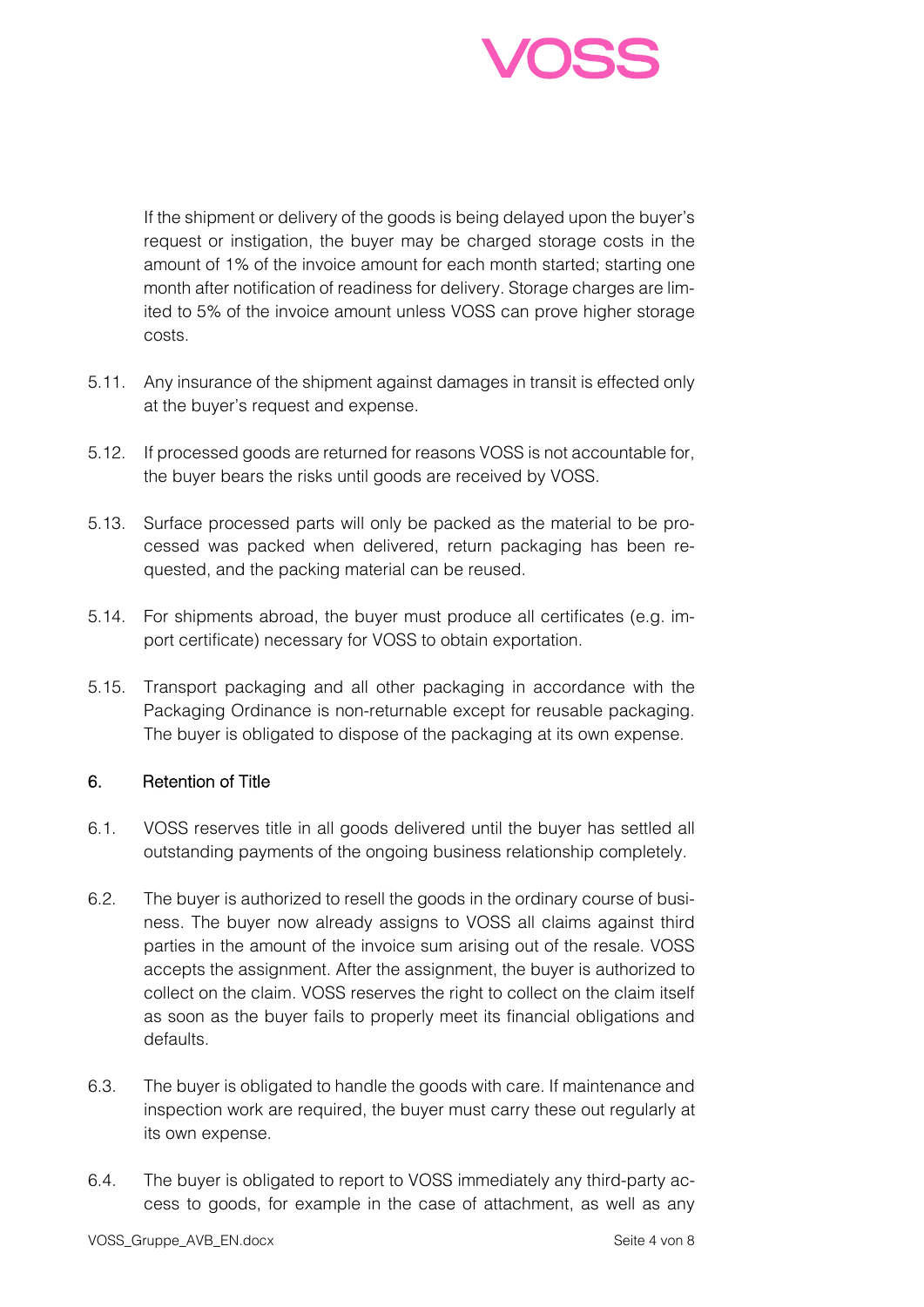If the shipment or delivery of the goods is being delayed upon the buyer's request or instigation, the buyer may be charged storage costs in the amount of 1% of the invoice amount for each month started; starting one month after notification of readiness for delivery. Storage charges are limited to 5% of the invoice amount unless VOSS can prove higher storage costs.

5.11. Any insurance of the shipment against damages in transit is effected only at the buyer's request and expense.

5.12. If processed goods are returned for reasons VOSS is not accountable for, the buyer bears the risks until goods are received by VOSS.

5.13. Surface processed parts will only be packed as the material to be processed was packed when delivered, return packaging has been requested, and the packing material can be reused.

5.14. For shipments abroad, the buyer must produce all certificates (e.g. import certificate) necessary for VOSS to obtain exportation.

5.15. Transport packaging and all other packaging in accordance with the Packaging Ordinance is non-returnable except for reusable packaging. The buyer is obligated to dispose of the packaging at its own expense.

## 6. Retention of Title

6.1. VOSS reserves title in all goods delivered until the buyer has settled all outstanding payments of the ongoing business relationship completely.

6.2. The buyer is authorized to resell the goods in the ordinary course of business. The buyer now already assigns to VOSS all claims against third parties in the amount of the invoice sum arising out of the resale. VOSS accepts the assignment. After the assignment, the buyer is authorized to collect on the claim. VOSS reserves the right to collect on the claim itself as soon as the buyer fails to properly meet its financial obligations and defaults.

6.3. The buyer is obligated to handle the goods with care. If maintenance and inspection work are required, the buyer must carry these out regularly at its own expense.

6.4. The buyer is obligated to report to VOSS immediately any third-party access to goods, for example in the case of attachment, as well as any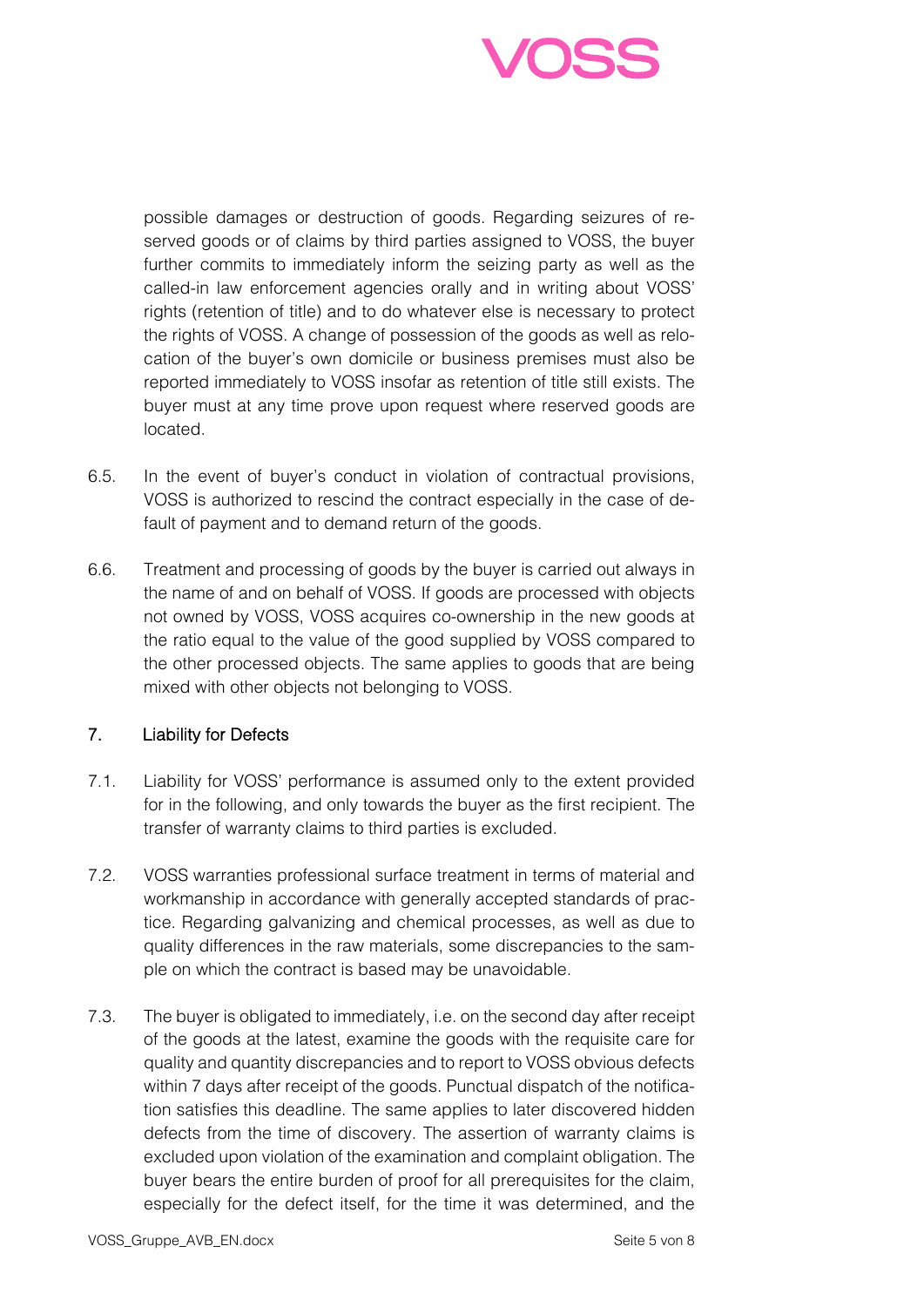possible damages or destruction of goods. Regarding seizures of reserved goods or of claims by third parties assigned to VOSS, the buyer further commits to immediately inform the seizing party as well as the called-in law enforcement agencies orally and in writing about VOSS' rights (retention of title) and to do whatever else is necessary to protect the rights of VOSS. A change of possession of the goods as well as relocation of the buyer's own domicile or business premises must also be reported immediately to VOSS insofar as retention of title still exists. The buyer must at any time prove upon request where reserved goods are located.

6.5. In the event of buyer's conduct in violation of contractual provisions, VOSS is authorized to rescind the contract especially in the case of default of payment and to demand return of the goods.

6.6. Treatment and processing of goods by the buyer is carried out always in the name of and on behalf of VOSS. If goods are processed with objects not owned by VOSS, VOSS acquires co-ownership in the new goods at the ratio equal to the value of the good supplied by VOSS compared to the other processed objects. The same applies to goods that are being mixed with other objects not belonging to VOSS.

## 7. Liability for Defects

7.1. Liability for VOSS' performance is assumed only to the extent provided for in the following, and only towards the buyer as the first recipient. The transfer of warranty claims to third parties is excluded.

7.2. VOSS warranties professional surface treatment in terms of material and workmanship in accordance with generally accepted standards of practice. Regarding galvanizing and chemical processes, as well as due to quality differences in the raw materials, some discrepancies to the sample on which the contract is based may be unavoidable.

7.3. The buyer is obligated to immediately, i.e. on the second day after receipt of the goods at the latest, examine the goods with the requisite care for quality and quantity discrepancies and to report to VOSS obvious defects within 7 days after receipt of the goods. Punctual dispatch of the notification satisfies this deadline. The same applies to later discovered hidden defects from the time of discovery. The assertion of warranty claims is excluded upon violation of the examination and complaint obligation. The buyer bears the entire burden of proof for all prerequisites for the claim, especially for the defect itself, for the time it was determined, and the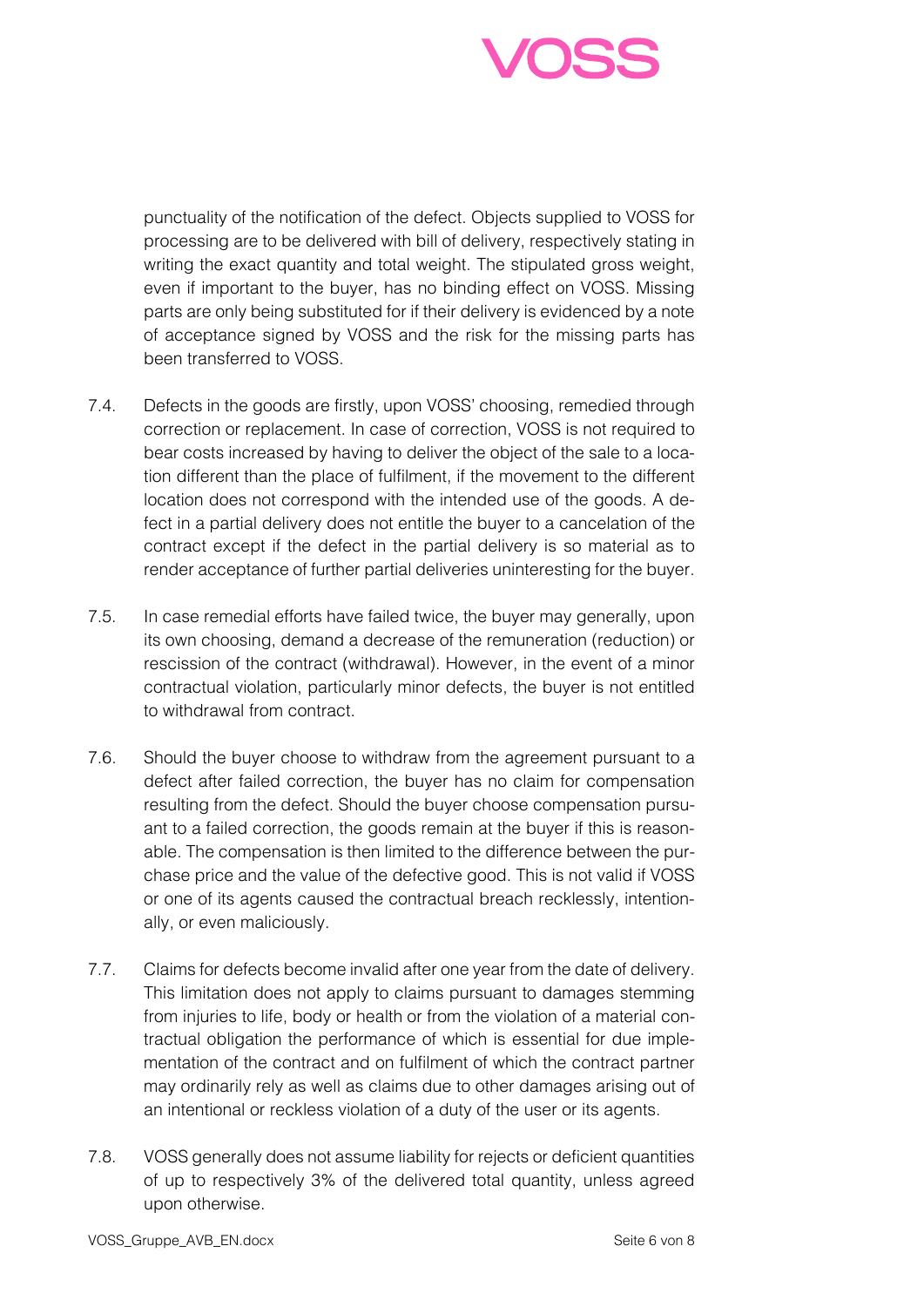punctuality of the notification of the defect. Objects supplied to VOSS for processing are to be delivered with bill of delivery, respectively stating in writing the exact quantity and total weight. The stipulated gross weight, even if important to the buyer, has no binding effect on VOSS. Missing parts are only being substituted for if their delivery is evidenced by a note of acceptance signed by VOSS and the risk for the missing parts has been transferred to VOSS.

7.4. Defects in the goods are firstly, upon VOSS' choosing, remedied through correction or replacement. In case of correction, VOSS is not required to bear costs increased by having to deliver the object of the sale to a location different than the place of fulfilment, if the movement to the different location does not correspond with the intended use of the goods. A defect in a partial delivery does not entitle the buyer to a cancelation of the contract except if the defect in the partial delivery is so material as to render acceptance of further partial deliveries uninteresting for the buyer.

7.5. In case remedial efforts have failed twice, the buyer may generally, upon its own choosing, demand a decrease of the remuneration (reduction) or rescission of the contract (withdrawal). However, in the event of a minor contractual violation, particularly minor defects, the buyer is not entitled to withdrawal from contract.

7.6. Should the buyer choose to withdraw from the agreement pursuant to a defect after failed correction, the buyer has no claim for compensation resulting from the defect. Should the buyer choose compensation pursuant to a failed correction, the goods remain at the buyer if this is reasonable. The compensation is then limited to the difference between the purchase price and the value of the defective good. This is not valid if VOSS or one of its agents caused the contractual breach recklessly, intentionally, or even maliciously.

7.7. Claims for defects become invalid after one year from the date of delivery. This limitation does not apply to claims pursuant to damages stemming from injuries to life, body or health or from the violation of a material contractual obligation the performance of which is essential for due implementation of the contract and on fulfilment of which the contract partner may ordinarily rely as well as claims due to other damages arising out of an intentional or reckless violation of a duty of the user or its agents.

7.8. VOSS generally does not assume liability for rejects or deficient quantities of up to respectively 3% of the delivered total quantity, unless agreed upon otherwise.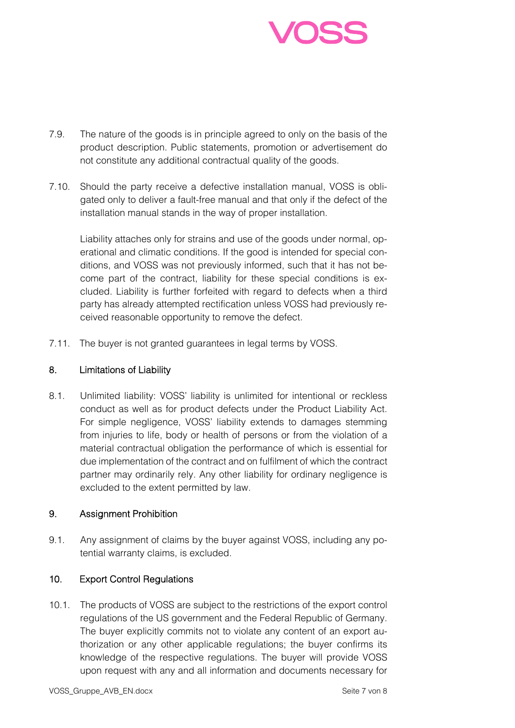7.9. The nature of the goods is in principle agreed to only on the basis of the product description. Public statements, promotion or advertisement do not constitute any additional contractual quality of the goods.

7.10. Should the party receive a defective installation manual, VOSS is obligated only to deliver a fault-free manual and that only if the defect of the installation manual stands in the way of proper installation.

Liability attaches only for strains and use of the goods under normal, operational and climatic conditions. If the good is intended for special conditions, and VOSS was not previously informed, such that it has not become part of the contract, liability for these special conditions is excluded. Liability is further forfeited with regard to defects when a third party has already attempted rectification unless VOSS had previously received reasonable opportunity to remove the defect.

7.11. The buyer is not granted guarantees in legal terms by VOSS.

## 8. Limitations of Liability

8.1. Unlimited liability: VOSS' liability is unlimited for intentional or reckless conduct as well as for product defects under the Product Liability Act. For simple negligence, VOSS' liability extends to damages stemming from injuries to life, body or health of persons or from the violation of a material contractual obligation the performance of which is essential for due implementation of the contract and on fulfilment of which the contract partner may ordinarily rely. Any other liability for ordinary negligence is excluded to the extent permitted by law.

## 9. Assignment Prohibition

9.1. Any assignment of claims by the buyer against VOSS, including any potential warranty claims, is excluded.

## 10. Export Control Regulations

10.1. The products of VOSS are subject to the restrictions of the export control regulations of the US government and the Federal Republic of Germany. The buyer explicitly commits not to violate any content of an export authorization or any other applicable regulations; the buyer confirms its knowledge of the respective regulations. The buyer will provide VOSS upon request with any and all information and documents necessary for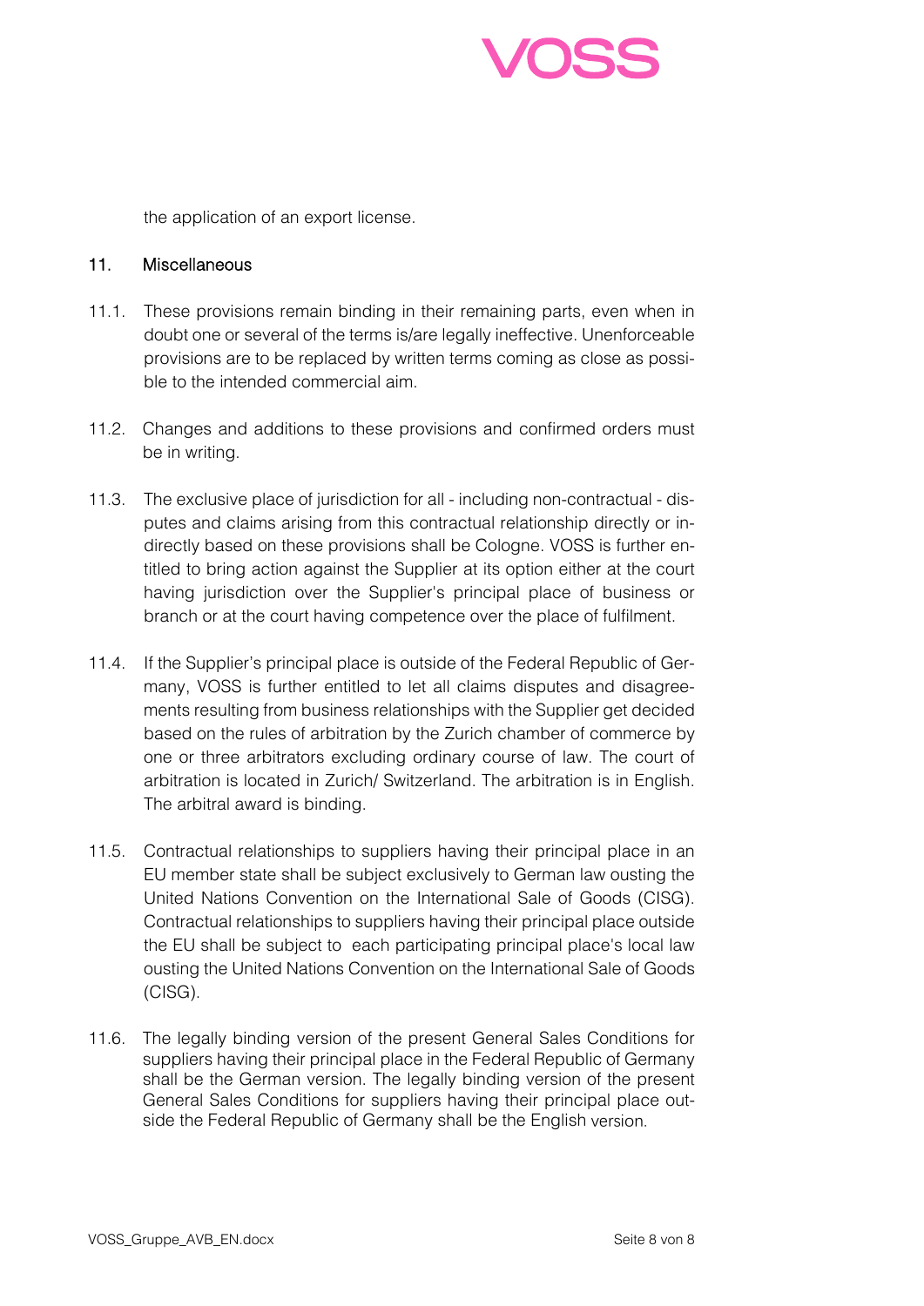the application of an export license.

## 11. Miscellaneous

11.1. These provisions remain binding in their remaining parts, even when in doubt one or several of the terms is/are legally ineffective. Unenforceable provisions are to be replaced by written terms coming as close as possible to the intended commercial aim.

11.2. Changes and additions to these provisions and confirmed orders must be in writing.

11.3. The exclusive place of jurisdiction for all - including non-contractual - disputes and claims arising from this contractual relationship directly or indirectly based on these provisions shall be Cologne. VOSS is further entitled to bring action against the Supplier at its option either at the court having jurisdiction over the Supplier's principal place of business or branch or at the court having competence over the place of fulfilment.

11.4. If the Supplier's principal place is outside of the Federal Republic of Germany, VOSS is further entitled to let all claims disputes and disagreements resulting from business relationships with the Supplier get decided based on the rules of arbitration by the Zurich chamber of commerce by one or three arbitrators excluding ordinary course of law. The court of arbitration is located in Zurich/ Switzerland. The arbitration is in English. The arbitral award is binding.

11.5. Contractual relationships to suppliers having their principal place in an EU member state shall be subject exclusively to German law ousting the United Nations Convention on the International Sale of Goods (CISG). Contractual relationships to suppliers having their principal place outside the EU shall be subject to each participating principal place's local law ousting the United Nations Convention on the International Sale of Goods (CISG).

11.6. The legally binding version of the present General Sales Conditions for suppliers having their principal place in the Federal Republic of Germany shall be the German version. The legally binding version of the present General Sales Conditions for suppliers having their principal place outside the Federal Republic of Germany shall be the English version.